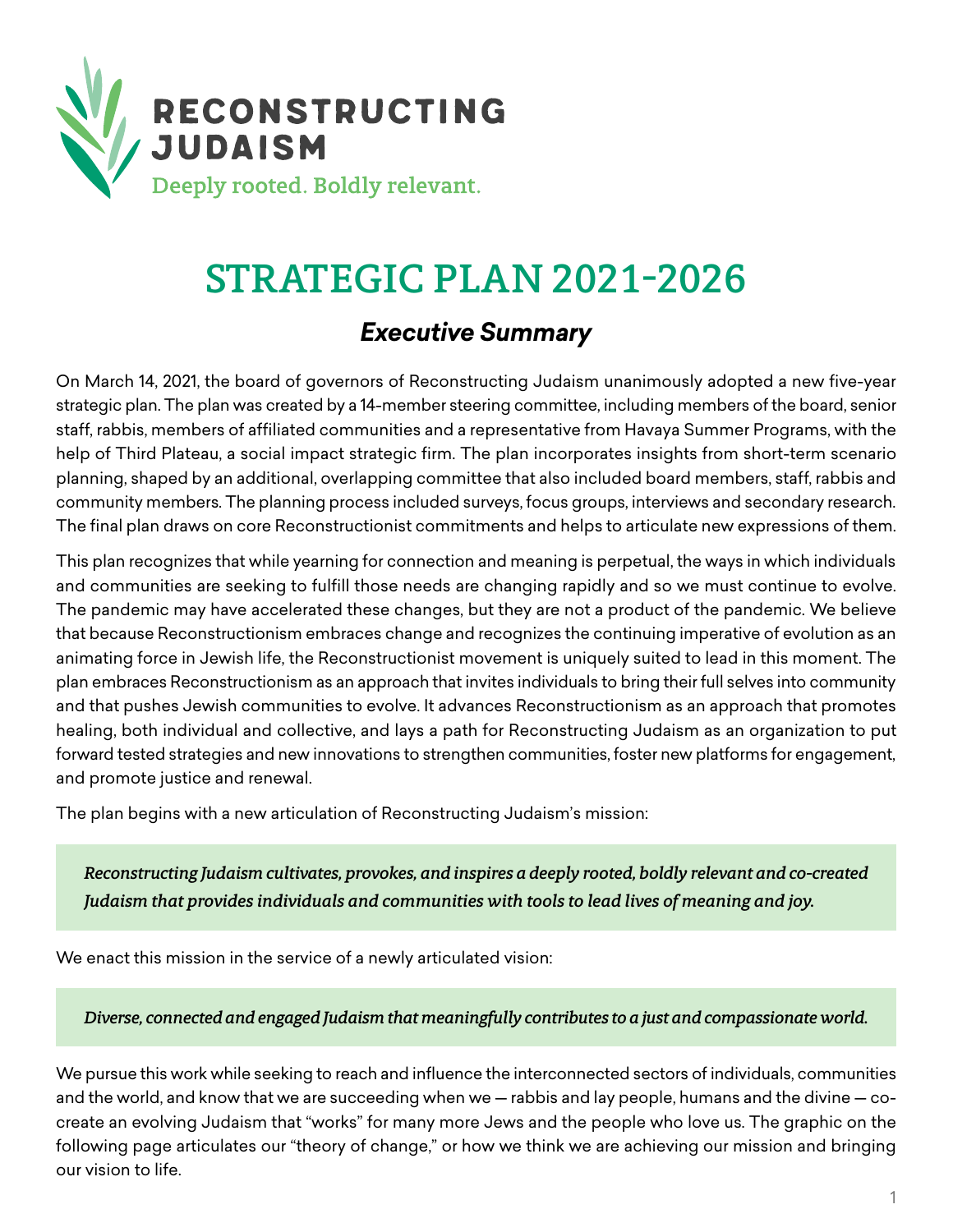**RECONSTRUCTING JUDAISM**

Deeply rooted. Boldly relevant.

# STRATEGIC PLAN 2021-2026

## *Executive Summary*

On March 14, 2021, the board of governors of Reconstructing Judaism unanimously adopted a new five-year strategic plan. The plan was created by a 14-member steering committee, including members of the board, senior staff, rabbis, members of affiliated communities and a representative from Havaya Summer Programs, with the help of Third Plateau, a social impact strategic firm. The plan incorporates insights from short-term scenario planning, shaped by an additional, overlapping committee that also included board members, staff, rabbis and community members. The planning process included surveys, focus groups, interviews and secondary research. The final plan draws on core Reconstructionist commitments and helps to articulate new expressions of them.

This plan recognizes that while yearning for connection and meaning is perpetual, the ways in which individuals and communities are seeking to fulfill those needs are changing rapidly and so we must continue to evolve. The pandemic may have accelerated these changes, but they are not a product of the pandemic. We believe that because Reconstructionism embraces change and recognizes the continuing imperative of evolution as an animating force in Jewish life, the Reconstructionist movement is uniquely suited to lead in this moment. The plan embraces Reconstructionism as an approach that invites individuals to bring their full selves into community and that pushes Jewish communities to evolve. It advances Reconstructionism as an approach that promotes healing, both individual and collective, and lays a path for Reconstructing Judaism as an organization to put forward tested strategies and new innovations to strengthen communities, foster new platforms for engagement, and promote justice and renewal.

The plan begins with a new articulation of Reconstructing Judaism's mission:

> *Reconstructing Judaism cultivates, provokes, and inspires a deeply rooted, boldly relevant and co-created Judaism that provides individuals and communities with tools to lead lives of meaning and joy.*

We enact this mission in the service of a newly articulated vision:

> *Diverse, connected and engaged Judaism that meaningfully contributes to a just and compassionate world.*

We pursue this work while seeking to reach and influence the interconnected sectors of individuals, communities and the world, and know that we are succeeding when we — rabbis and lay people, humans and the divine — co-create an evolving Judaism that "works" for many more Jews and the people who love us. The graphic on the following page articulates our "theory of change," or how we think we are achieving our mission and bringing our vision to life.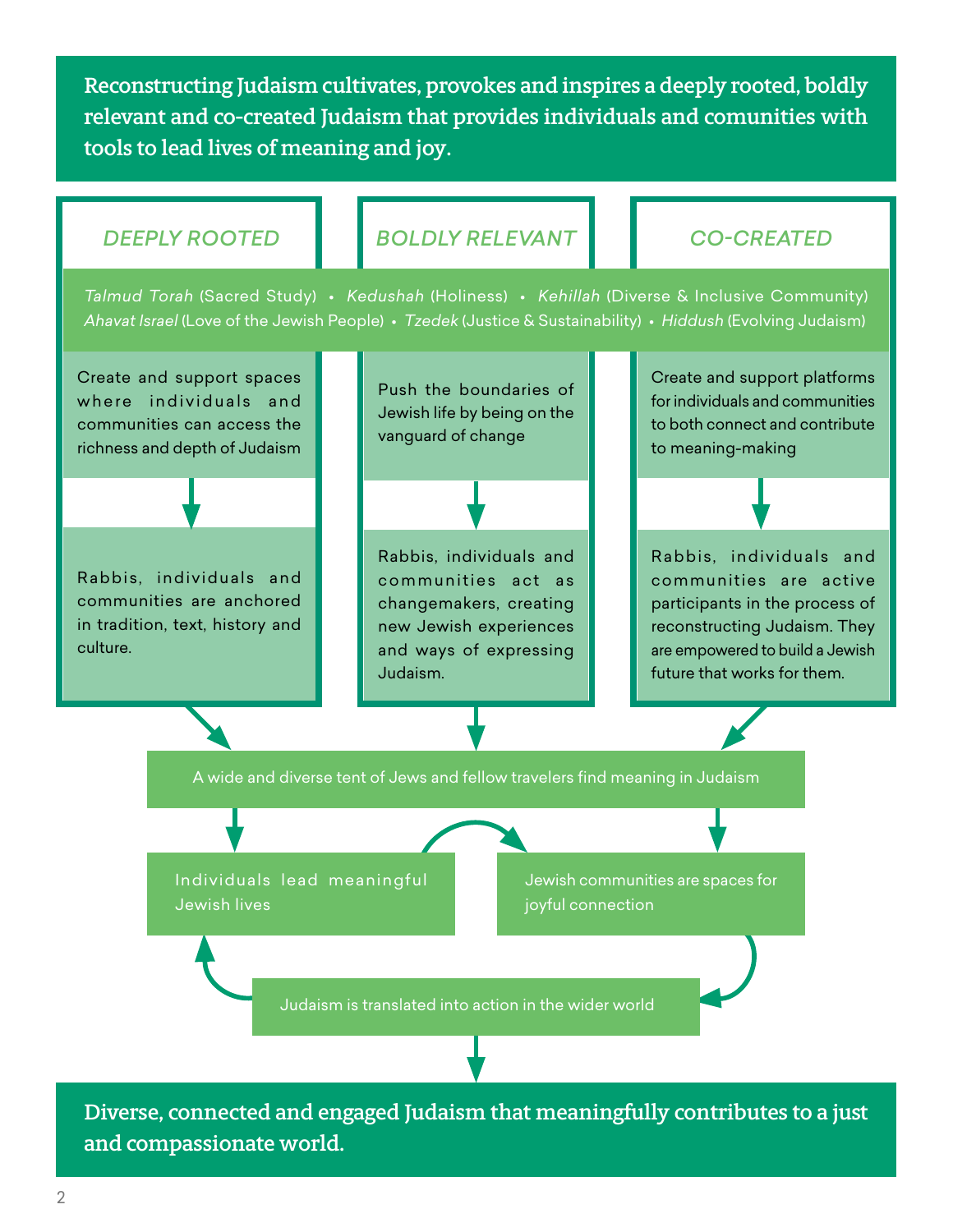**Reconstructing Judaism cultivates, provokes and inspires a deeply rooted, boldly relevant and co-created Judaism that provides individuals and comunities with tools to lead lives of meaning and joy.**

## *DEEPLY ROOTED*

## *BOLDLY RELEVANT*

## *CO-CREATED*

*Talmud Torah* (Sacred Study) • *Kedushah* (Holiness) • *Kehillah* (Diverse & Inclusive Community)
*Ahavat Israel* (Love of the Jewish People) • *Tzedek* (Justice & Sustainability) • *Hiddush* (Evolving Judaism)

**Deeply Rooted**

Create and support spaces where individuals and communities can access the richness and depth of Judaism

↓

Rabbis, individuals and communities are anchored in tradition, text, history and culture.

**Boldly Relevant**

Push the boundaries of Jewish life by being on the vanguard of change

↓

Rabbis, individuals and communities act as changemakers, creating new Jewish experiences and ways of expressing Judaism.

**Co-Created**

Create and support platforms for individuals and communities to both connect and contribute to meaning-making

↓

Rabbis, individuals and communities are active participants in the process of reconstructing Judaism. They are empowered to build a Jewish future that works for them.

↓

A wide and diverse tent of Jews and fellow travelers find meaning in Judaism

↓

Individuals lead meaningful Jewish lives

Jewish communities are spaces for joyful connection

Judaism is translated into action in the wider world

↓

**Diverse, connected and engaged Judaism that meaningfully contributes to a just and compassionate world.**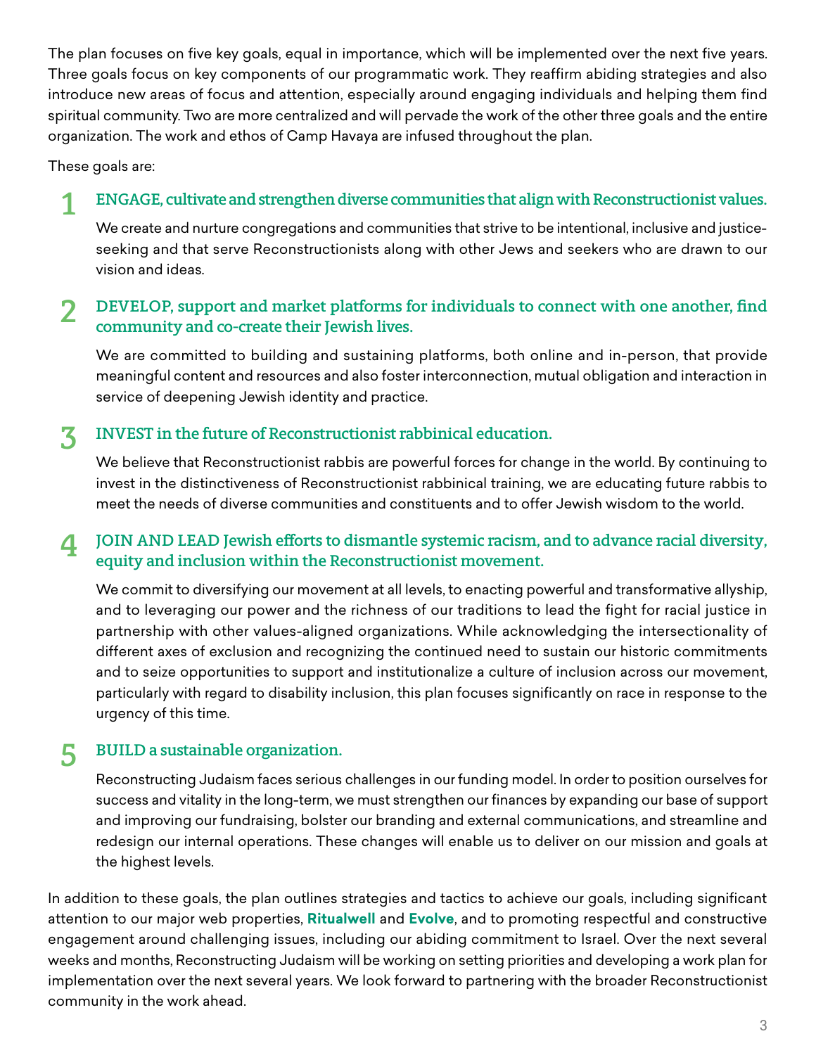The plan focuses on five key goals, equal in importance, which will be implemented over the next five years. Three goals focus on key components of our programmatic work. They reaffirm abiding strategies and also introduce new areas of focus and attention, especially around engaging individuals and helping them find spiritual community. Two are more centralized and will pervade the work of the other three goals and the entire organization. The work and ethos of Camp Havaya are infused throughout the plan.

These goals are:

### 1 ENGAGE, cultivate and strengthen diverse communities that align with Reconstructionist values.

We create and nurture congregations and communities that strive to be intentional, inclusive and justice-seeking and that serve Reconstructionists along with other Jews and seekers who are drawn to our vision and ideas.

### 2 DEVELOP, support and market platforms for individuals to connect with one another, find community and co-create their Jewish lives.

We are committed to building and sustaining platforms, both online and in-person, that provide meaningful content and resources and also foster interconnection, mutual obligation and interaction in service of deepening Jewish identity and practice.

### 3 INVEST in the future of Reconstructionist rabbinical education.

We believe that Reconstructionist rabbis are powerful forces for change in the world. By continuing to invest in the distinctiveness of Reconstructionist rabbinical training, we are educating future rabbis to meet the needs of diverse communities and constituents and to offer Jewish wisdom to the world.

### 4 JOIN AND LEAD Jewish efforts to dismantle systemic racism, and to advance racial diversity, equity and inclusion within the Reconstructionist movement.

We commit to diversifying our movement at all levels, to enacting powerful and transformative allyship, and to leveraging our power and the richness of our traditions to lead the fight for racial justice in partnership with other values-aligned organizations. While acknowledging the intersectionality of different axes of exclusion and recognizing the continued need to sustain our historic commitments and to seize opportunities to support and institutionalize a culture of inclusion across our movement, particularly with regard to disability inclusion, this plan focuses significantly on race in response to the urgency of this time.

### 5 BUILD a sustainable organization.

Reconstructing Judaism faces serious challenges in our funding model. In order to position ourselves for success and vitality in the long-term, we must strengthen our finances by expanding our base of support and improving our fundraising, bolster our branding and external communications, and streamline and redesign our internal operations. These changes will enable us to deliver on our mission and goals at the highest levels.

In addition to these goals, the plan outlines strategies and tactics to achieve our goals, including significant attention to our major web properties, **Ritualwell** and **Evolve**, and to promoting respectful and constructive engagement around challenging issues, including our abiding commitment to Israel. Over the next several weeks and months, Reconstructing Judaism will be working on setting priorities and developing a work plan for implementation over the next several years. We look forward to partnering with the broader Reconstructionist community in the work ahead.